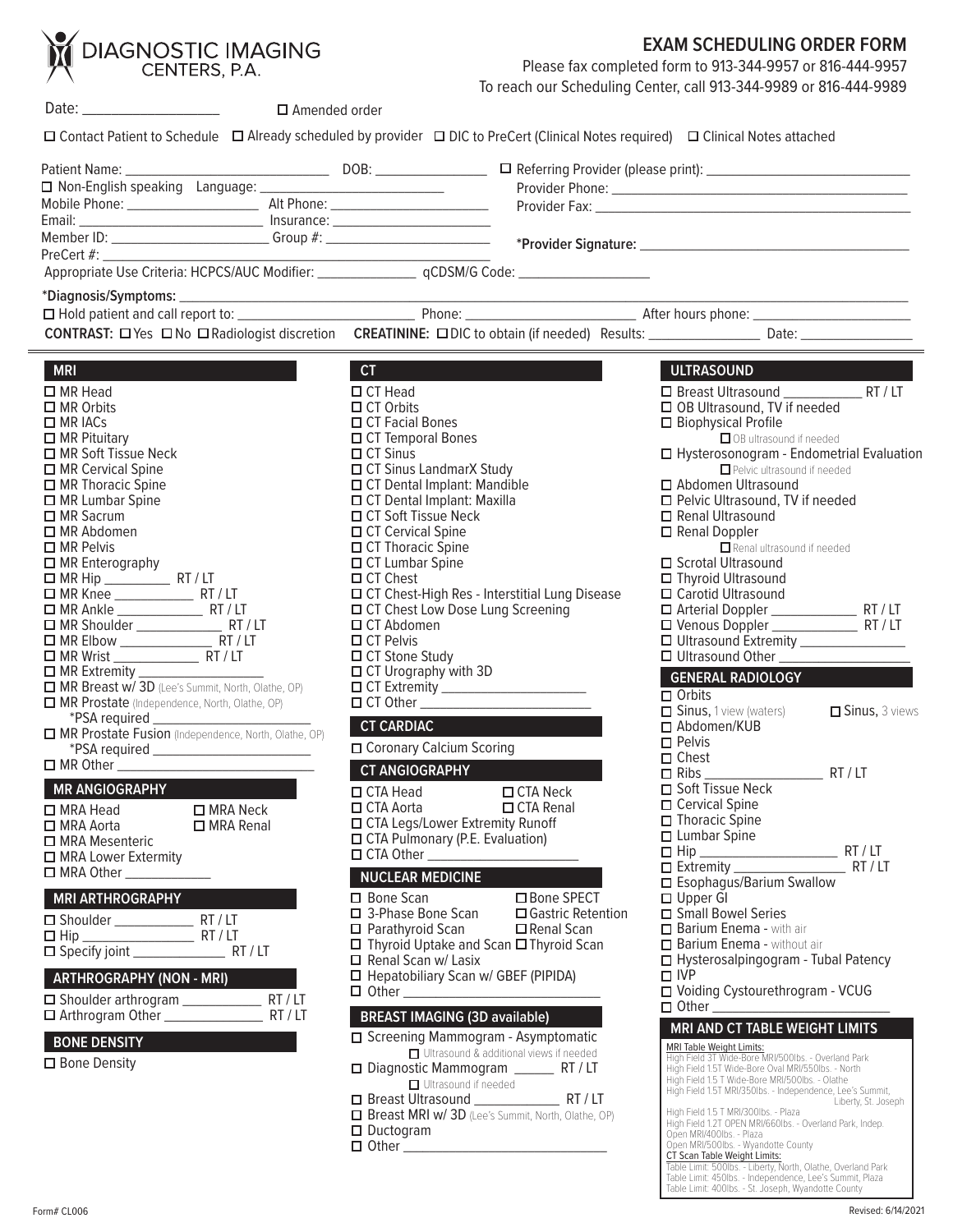# DIAGNOSTIC IMAGING CENTERS, P.A.

## EXAM SCHEDULING ORDER FORM

Please fax completed form to 913-344-9957 or 816-444-9957
To reach our Scheduling Center, call 913-344-9989 or 816-444-9989

Date: __________________ ☐ Amended order

☐ Contact Patient to Schedule ☐ Already scheduled by provider ☐ DIC to PreCert (Clinical Notes required) ☐ Clinical Notes attached

Patient Name: ____________________________ DOB: _______________
☐ Non-English speaking Language: __________________________
Mobile Phone: ___________________ Alt Phone: ______________________
Email: _________________________ Insurance: ______________________
Member ID: _____________________ Group #: ______________________
PreCert #: ___________________________________________________

☐ Referring Provider (please print): ______________________________
Provider Phone: ________________________________________
Provider Fax: __________________________________________

**\*Provider Signature:** ____________________________________

Appropriate Use Criteria: HCPCS/AUC Modifier: _____________ qCDSM/G Code: __________________

**\*Diagnosis/Symptoms:** ________________________________________________________________

☐ Hold patient and call report to: _______________________ Phone: _______________________ After hours phone: ______________________

**CONTRAST:** ☐ Yes ☐ No ☐ Radiologist discretion **CREATININE:** ☐ DIC to obtain (if needed) Results: _______________ Date: _______________

### MRI

- ☐ MR Head
- ☐ MR Orbits
- ☐ MR IACs
- ☐ MR Pituitary
- ☐ MR Soft Tissue Neck
- ☐ MR Cervical Spine
- ☐ MR Thoracic Spine
- ☐ MR Lumbar Spine
- ☐ MR Sacrum
- ☐ MR Abdomen
- ☐ MR Pelvis
- ☐ MR Enterography
- ☐ MR Hip _________ RT / LT
- ☐ MR Knee ___________ RT / LT
- ☐ MR Ankle ____________ RT / LT
- ☐ MR Shoulder ____________ RT / LT
- ☐ MR Elbow _____________ RT / LT
- ☐ MR Wrist ____________ RT / LT
- ☐ MR Extremity _________________
- ☐ MR Breast w/ 3D (Lee's Summit, North, Olathe, OP)
- ☐ MR Prostate (Independence, North, Olathe, OP)
  \*PSA required ____________________
- ☐ MR Prostate Fusion (Independence, North, Olathe, OP)
  \*PSA required ____________________
- ☐ MR Other ___________________________

### MR ANGIOGRAPHY

- ☐ MRA Head
- ☐ MRA Neck
- ☐ MRA Aorta
- ☐ MRA Renal
- ☐ MRA Mesenteric
- ☐ MRA Lower Extermity
- ☐ MRA Other ____________

### MRI ARTHROGRAPHY

- ☐ Shoulder ___________ RT / LT
- ☐ Hip _______________ RT / LT
- ☐ Specify joint _____________ RT / LT

### ARTHROGRAPHY (NON - MRI)

- ☐ Shoulder arthrogram ___________ RT / LT
- ☐ Arthrogram Other ______________ RT / LT

### BONE DENSITY

- ☐ Bone Density

### CT

- ☐ CT Head
- ☐ CT Orbits
- ☐ CT Facial Bones
- ☐ CT Temporal Bones
- ☐ CT Sinus
- ☐ CT Sinus LandmarX Study
- ☐ CT Dental Implant: Mandible
- ☐ CT Dental Implant: Maxilla
- ☐ CT Soft Tissue Neck
- ☐ CT Cervical Spine
- ☐ CT Thoracic Spine
- ☐ CT Lumbar Spine
- ☐ CT Chest
- ☐ CT Chest-High Res - Interstitial Lung Disease
- ☐ CT Chest Low Dose Lung Screening
- ☐ CT Abdomen
- ☐ CT Pelvis
- ☐ CT Stone Study
- ☐ CT Urography with 3D
- ☐ CT Extremity ____________________
- ☐ CT Other _______________________

### CT CARDIAC

- ☐ Coronary Calcium Scoring

### CT ANGIOGRAPHY

- ☐ CTA Head
- ☐ CTA Neck
- ☐ CTA Aorta
- ☐ CTA Renal
- ☐ CTA Legs/Lower Extremity Runoff
- ☐ CTA Pulmonary (P.E. Evaluation)
- ☐ CTA Other _____________________

### NUCLEAR MEDICINE

- ☐ Bone Scan
- ☐ Bone SPECT
- ☐ 3-Phase Bone Scan
- ☐ Gastric Retention
- ☐ Parathyroid Scan
- ☐ Renal Scan
- ☐ Thyroid Uptake and Scan
- ☐ Thyroid Scan
- ☐ Renal Scan w/ Lasix
- ☐ Hepatobiliary Scan w/ GBEF (PIPIDA)
- ☐ Other ___________________________

### BREAST IMAGING (3D available)

- ☐ Screening Mammogram - Asymptomatic
  - ☐ Ultrasound & additional views if needed
- ☐ Diagnostic Mammogram ______ RT / LT
  - ☐ Ultrasound if needed
- ☐ Breast Ultrasound ____________ RT / LT
- ☐ Breast MRI w/ 3D (Lee's Summit, North, Olathe, OP)
- ☐ Ductogram
- ☐ Other ______________________________

### ULTRASOUND

- ☐ Breast Ultrasound ___________ RT / LT
- ☐ OB Ultrasound, TV if needed
- ☐ Biophysical Profile
  - ☐ OB ultrasound if needed
- ☐ Hysterosonogram - Endometrial Evaluation
  - ☐ Pelvic ultrasound if needed
- ☐ Abdomen Ultrasound
- ☐ Pelvic Ultrasound, TV if needed
- ☐ Renal Ultrasound
- ☐ Renal Doppler
  - ☐ Renal ultrasound if needed
- ☐ Scrotal Ultrasound
- ☐ Thyroid Ultrasound
- ☐ Carotid Ultrasound
- ☐ Arterial Doppler ____________ RT / LT
- ☐ Venous Doppler ____________ RT / LT
- ☐ Ultrasound Extremity _______________
- ☐ Ultrasound Other __________________

### GENERAL RADIOLOGY

- ☐ Orbits
- ☐ Sinus, 1 view (waters)
- ☐ Sinus, 3 views
- ☐ Abdomen/KUB
- ☐ Pelvis
- ☐ Chest
- ☐ Ribs _________________ RT / LT
- ☐ Soft Tissue Neck
- ☐ Cervical Spine
- ☐ Thoracic Spine
- ☐ Lumbar Spine
- ☐ Hip ____________________ RT / LT
- ☐ Extremity ________________ RT / LT
- ☐ Esophagus/Barium Swallow
- ☐ Upper GI
- ☐ Small Bowel Series
- ☐ Barium Enema - with air
- ☐ Barium Enema - without air
- ☐ Hysterosalpingogram - Tubal Patency
- ☐ IVP
- ☐ Voiding Cystourethrogram - VCUG
- ☐ Other _________________________

### MRI AND CT TABLE WEIGHT LIMITS

MRI Table Weight Limits:
High Field 3T Wide-Bore MRI/500lbs. - Overland Park
High Field 1.5T Wide-Bore Oval MRI/550lbs. - North
High Field 1.5 T Wide-Bore MRI/500lbs. - Olathe
High Field 1.5T MRI/350lbs. - Independence, Lee's Summit, Liberty, St. Joseph
High Field 1.5 T MRI/300lbs. - Plaza
High Field 1.2T OPEN MRI/660lbs. - Overland Park, Indep.
Open MRI/400lbs. - Plaza
Open MRI/500lbs. - Wyandotte County
CT Scan Table Weight Limits:
Table Limit: 500lbs. - Liberty, North, Olathe, Overland Park
Table Limit: 450lbs. - Independence, Lee's Summit, Plaza
Table Limit: 400lbs. - St. Joseph, Wyandotte County

Form# CL006 Revised: 6/14/2021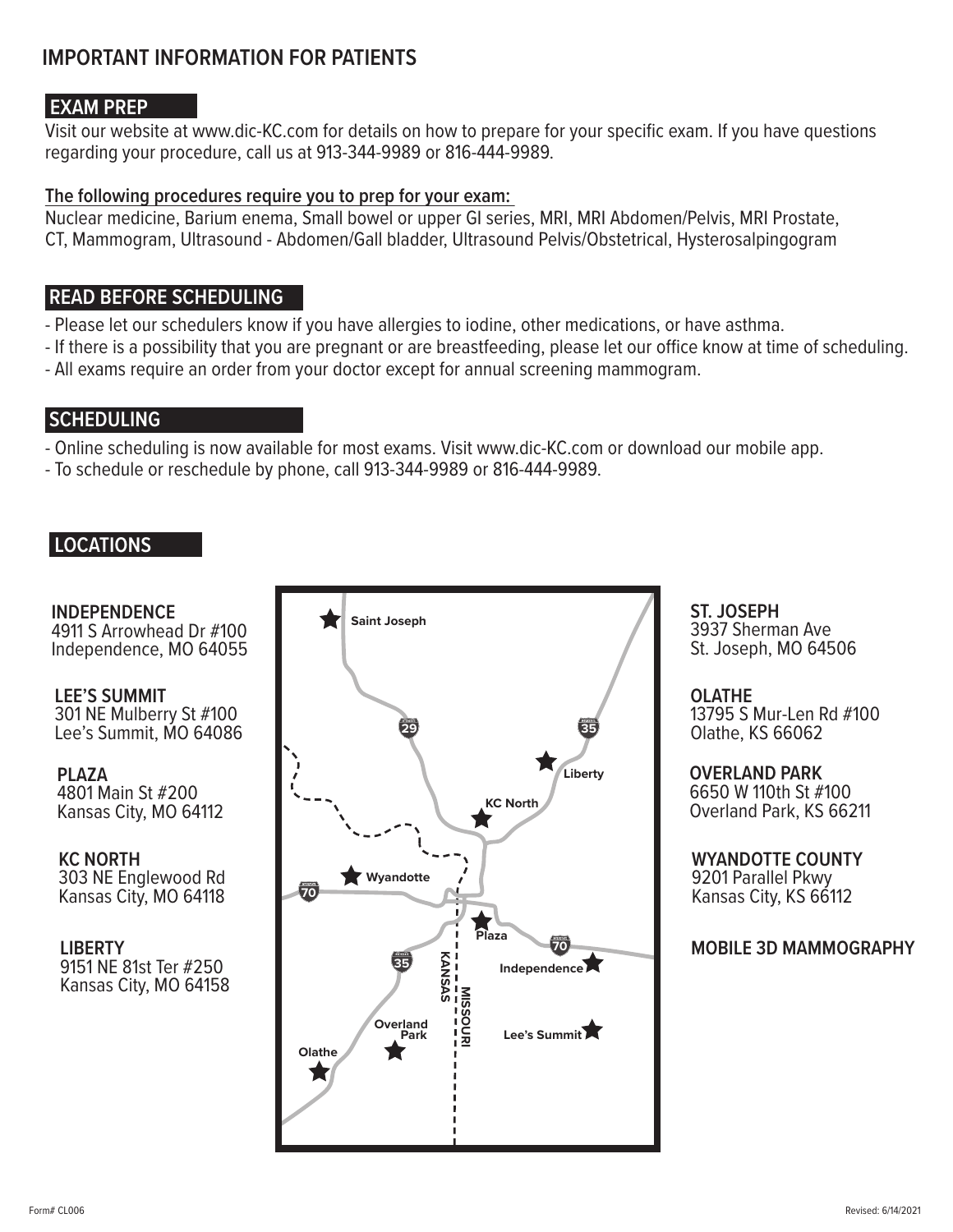# IMPORTANT INFORMATION FOR PATIENTS

## EXAM PREP

Visit our website at www.dic-KC.com for details on how to prepare for your specific exam. If you have questions regarding your procedure, call us at 913-344-9989 or 816-444-9989.

**The following procedures require you to prep for your exam:**

Nuclear medicine, Barium enema, Small bowel or upper GI series, MRI, MRI Abdomen/Pelvis, MRI Prostate, CT, Mammogram, Ultrasound - Abdomen/Gall bladder, Ultrasound Pelvis/Obstetrical, Hysterosalpingogram

## READ BEFORE SCHEDULING

- Please let our schedulers know if you have allergies to iodine, other medications, or have asthma.
- If there is a possibility that you are pregnant or are breastfeeding, please let our office know at time of scheduling.
- All exams require an order from your doctor except for annual screening mammogram.

## SCHEDULING

- Online scheduling is now available for most exams. Visit www.dic-KC.com or download our mobile app.
- To schedule or reschedule by phone, call 913-344-9989 or 816-444-9989.

## LOCATIONS

**INDEPENDENCE**
4911 S Arrowhead Dr #100
Independence, MO 64055

**LEE'S SUMMIT**
301 NE Mulberry St #100
Lee's Summit, MO 64086

**PLAZA**
4801 Main St #200
Kansas City, MO 64112

**KC NORTH**
303 NE Englewood Rd
Kansas City, MO 64118

**LIBERTY**
9151 NE 81st Ter #250
Kansas City, MO 64158

Saint Joseph
29
35
Liberty
KC North
Wyandotte
70
Plaza
70
35
Independence
KANSAS
MISSOURI
Overland Park
Lee's Summit
Olathe

**ST. JOSEPH**
3937 Sherman Ave
St. Joseph, MO 64506

**OLATHE**
13795 S Mur-Len Rd #100
Olathe, KS 66062

**OVERLAND PARK**
6650 W 110th St #100
Overland Park, KS 66211

**WYANDOTTE COUNTY**
9201 Parallel Pkwy
Kansas City, KS 66112

**MOBILE 3D MAMMOGRAPHY**

Form# CL006

Revised: 6/14/2021